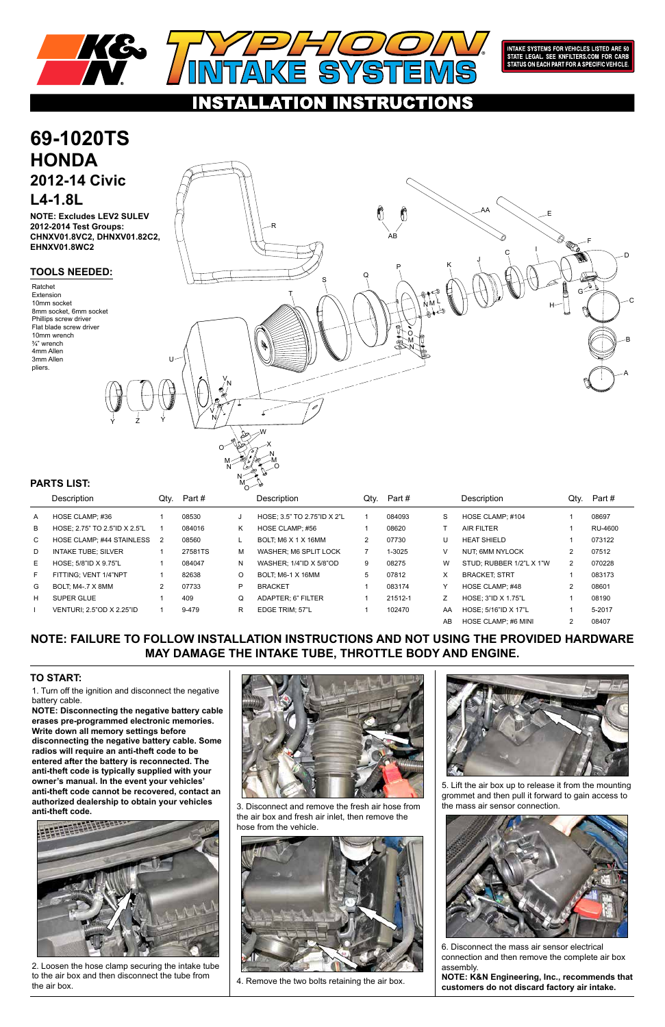# K&N TYPHOON INTAKE SYSTEMS

INTAKE SYSTEMS FOR VEHICLES LISTED ARE 50 STATE LEGAL. SEE KNFILTERS.COM FOR CARB STATUS ON EACH PART FOR A SPECIFIC VEHICLE.

## INSTALLATION INSTRUCTIONS

# 69-1020TS
# HONDA
## 2012-14 Civic
## L4-1.8L

**NOTE: Excludes LEV2 SULEV 2012-2014 Test Groups: CHNXV01.8VC2, DHNXV01.82C2, EHNXV01.8WC2**

### TOOLS NEEDED:

Ratchet
Extension
10mm socket
8mm socket, 6mm socket
Phillips screw driver
Flat blade screw driver
10mm wrench
¾" wrench
4mm Allen
3mm Allen
pliers.

### PARTS LIST:

| | Description | Qty. | Part # | | Description | Qty. | Part # | | Description | Qty. | Part # |
|---|---|---|---|---|---|---|---|---|---|---|---|
| A | HOSE CLAMP; #36 | 1 | 08530 | J | HOSE; 3.5" TO 2.75"ID X 2"L | 1 | 084093 | S | HOSE CLAMP; #104 | 1 | 08697 |
| B | HOSE; 2.75" TO 2.5"ID X 2.5"L | 1 | 084016 | K | HOSE CLAMP; #56 | 1 | 08620 | T | AIR FILTER | 1 | RU-4600 |
| C | HOSE CLAMP; #44 STAINLESS | 2 | 08560 | L | BOLT; M6 X 1 X 16MM | 2 | 07730 | U | HEAT SHIELD | 1 | 073122 |
| D | INTAKE TUBE; SILVER | 1 | 27581TS | M | WASHER; M6 SPLIT LOCK | 7 | 1-3025 | V | NUT; 6MM NYLOCK | 2 | 07512 |
| E | HOSE; 5/8"ID X 9.75"L | 1 | 084047 | N | WASHER; 1/4"ID X 5/8"OD | 9 | 08275 | W | STUD; RUBBER 1/2"L X 1"W | 2 | 070228 |
| F | FITTING; VENT 1/4"NPT | 1 | 82638 | O | BOLT; M6-1 X 16MM | 5 | 07812 | X | BRACKET; STRT | 1 | 083173 |
| G | BOLT; M4-.7 X 8MM | 2 | 07733 | P | BRACKET | 1 | 083174 | Y | HOSE CLAMP; #48 | 2 | 08601 |
| H | SUPER GLUE | 1 | 409 | Q | ADAPTER; 6" FILTER | 1 | 21512-1 | Z | HOSE; 3"ID X 1.75"L | 1 | 08190 |
| I | VENTURI; 2.5"OD X 2.25"ID | 1 | 9-479 | R | EDGE TRIM; 57"L | 1 | 102470 | AA | HOSE; 5/16"ID X 17"L | 1 | 5-2017 |
| | | | | | | | | AB | HOSE CLAMP; #6 MINI | 2 | 08407 |

**NOTE: FAILURE TO FOLLOW INSTALLATION INSTRUCTIONS AND NOT USING THE PROVIDED HARDWARE MAY DAMAGE THE INTAKE TUBE, THROTTLE BODY AND ENGINE.**

### TO START:

1. Turn off the ignition and disconnect the negative battery cable.

**NOTE: Disconnecting the negative battery cable erases pre-programmed electronic memories. Write down all memory settings before disconnecting the negative battery cable. Some radios will require an anti-theft code to be entered after the battery is reconnected. The anti-theft code is typically supplied with your owner's manual. In the event your vehicles' anti-theft code cannot be recovered, contact an authorized dealership to obtain your vehicles anti-theft code.**

2. Loosen the hose clamp securing the intake tube to the air box and then disconnect the tube from the air box.

3. Disconnect and remove the fresh air hose from the air box and fresh air inlet, then remove the hose from the vehicle.

4. Remove the two bolts retaining the air box.

5. Lift the air box up to release it from the mounting grommet and then pull it forward to gain access to the mass air sensor connection.

6. Disconnect the mass air sensor electrical connection and then remove the complete air box assembly.

**NOTE: K&N Engineering, Inc., recommends that customers do not discard factory air intake.**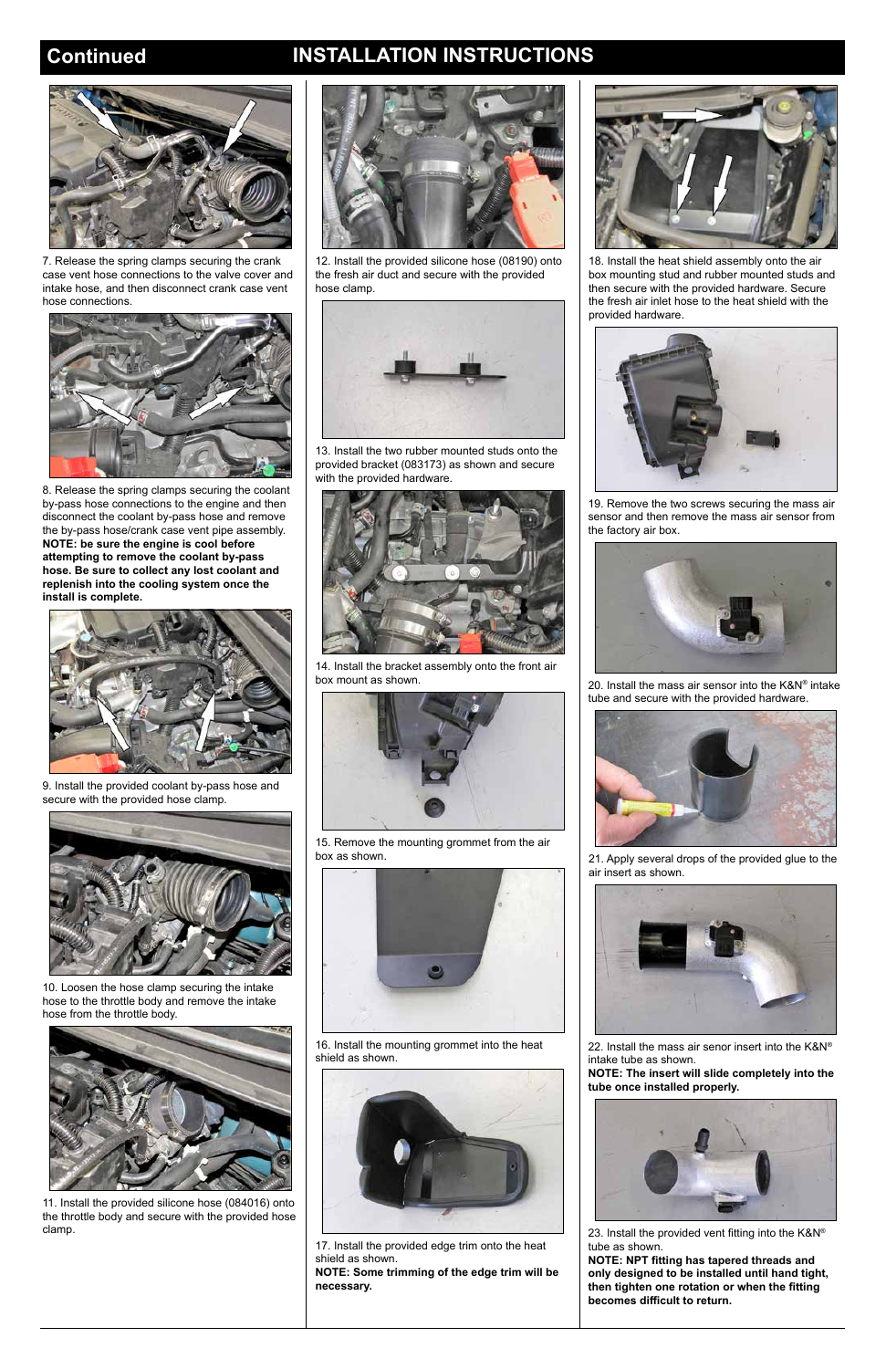## Continued INSTALLATION INSTRUCTIONS

7. Release the spring clamps securing the crank case vent hose connections to the valve cover and intake hose, and then disconnect crank case vent hose connections.

8. Release the spring clamps securing the coolant by-pass hose connections to the engine and then disconnect the coolant by-pass hose and remove the by-pass hose/crank case vent pipe assembly. **NOTE: be sure the engine is cool before attempting to remove the coolant by-pass hose. Be sure to collect any lost coolant and replenish into the cooling system once the install is complete.**

9. Install the provided coolant by-pass hose and secure with the provided hose clamp.

10. Loosen the hose clamp securing the intake hose to the throttle body and remove the intake hose from the throttle body.

11. Install the provided silicone hose (084016) onto the throttle body and secure with the provided hose clamp.

12. Install the provided silicone hose (08190) onto the fresh air duct and secure with the provided hose clamp.

13. Install the two rubber mounted studs onto the provided bracket (083173) as shown and secure with the provided hardware.

14. Install the bracket assembly onto the front air box mount as shown.

15. Remove the mounting grommet from the air box as shown.

16. Install the mounting grommet into the heat shield as shown.

17. Install the provided edge trim onto the heat shield as shown.
**NOTE: Some trimming of the edge trim will be necessary.**

18. Install the heat shield assembly onto the air box mounting stud and rubber mounted studs and then secure with the provided hardware. Secure the fresh air inlet hose to the heat shield with the provided hardware.

19. Remove the two screws securing the mass air sensor and then remove the mass air sensor from the factory air box.

20. Install the mass air sensor into the K&N® intake tube and secure with the provided hardware.

21. Apply several drops of the provided glue to the air insert as shown.

22. Install the mass air senor insert into the K&N® intake tube as shown.
**NOTE: The insert will slide completely into the tube once installed properly.**

23. Install the provided vent fitting into the K&N® tube as shown.
**NOTE: NPT fitting has tapered threads and only designed to be installed until hand tight, then tighten one rotation or when the fitting becomes difficult to return.**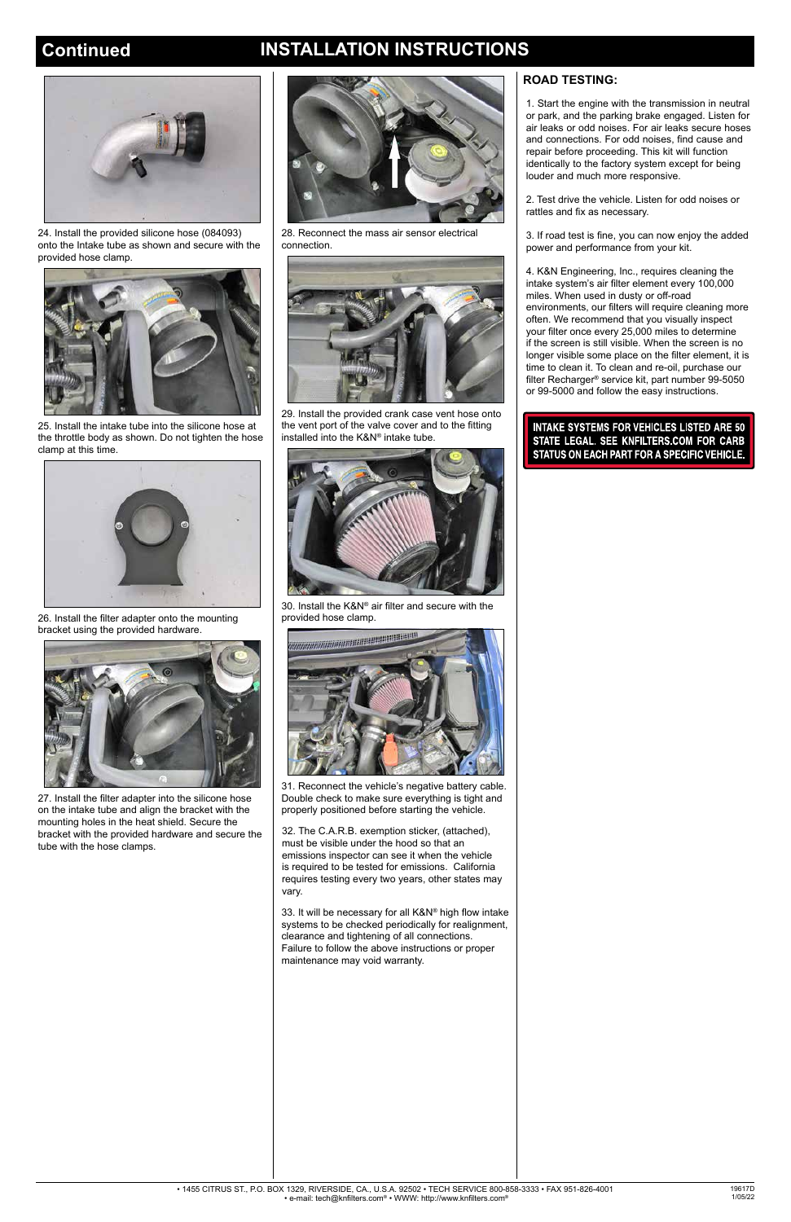# Continued INSTALLATION INSTRUCTIONS

24. Install the provided silicone hose (084093) onto the Intake tube as shown and secure with the provided hose clamp.

25. Install the intake tube into the silicone hose at the throttle body as shown. Do not tighten the hose clamp at this time.

26. Install the filter adapter onto the mounting bracket using the provided hardware.

27. Install the filter adapter into the silicone hose on the intake tube and align the bracket with the mounting holes in the heat shield. Secure the bracket with the provided hardware and secure the tube with the hose clamps.

28. Reconnect the mass air sensor electrical connection.

29. Install the provided crank case vent hose onto the vent port of the valve cover and to the fitting installed into the K&N® intake tube.

30. Install the K&N® air filter and secure with the provided hose clamp.

31. Reconnect the vehicle's negative battery cable. Double check to make sure everything is tight and properly positioned before starting the vehicle.

32. The C.A.R.B. exemption sticker, (attached), must be visible under the hood so that an emissions inspector can see it when the vehicle is required to be tested for emissions. California requires testing every two years, other states may vary.

33. It will be necessary for all K&N® high flow intake systems to be checked periodically for realignment, clearance and tightening of all connections. Failure to follow the above instructions or proper maintenance may void warranty.

## ROAD TESTING:

1. Start the engine with the transmission in neutral or park, and the parking brake engaged. Listen for air leaks or odd noises. For air leaks secure hoses and connections. For odd noises, find cause and repair before proceeding. This kit will function identically to the factory system except for being louder and much more responsive.

2. Test drive the vehicle. Listen for odd noises or rattles and fix as necessary.

3. If road test is fine, you can now enjoy the added power and performance from your kit.

4. K&N Engineering, Inc., requires cleaning the intake system's air filter element every 100,000 miles. When used in dusty or off-road environments, our filters will require cleaning more often. We recommend that you visually inspect your filter once every 25,000 miles to determine if the screen is still visible. When the screen is no longer visible some place on the filter element, it is time to clean it. To clean and re-oil, purchase our filter Recharger® service kit, part number 99-5050 or 99-5000 and follow the easy instructions.

**INTAKE SYSTEMS FOR VEHICLES LISTED ARE 50 STATE LEGAL. SEE KNFILTERS.COM FOR CARB STATUS ON EACH PART FOR A SPECIFIC VEHICLE.**

• 1455 CITRUS ST., P.O. BOX 1329, RIVERSIDE, CA., U.S.A. 92502 • TECH SERVICE 800-858-3333 • FAX 951-826-4001
• e-mail: tech@knfilters.com® • WWW: http://www.knfilters.com®

19617D
1/05/22